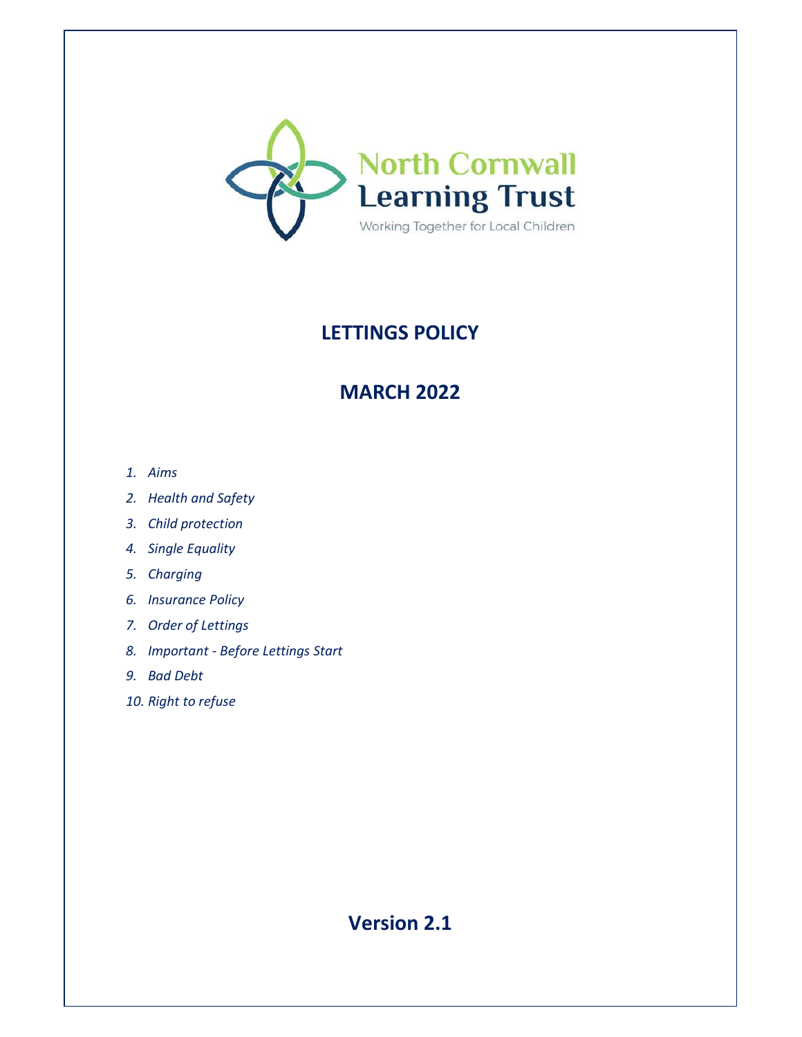North Cornwall Learning Trust

Working Together for Local Children

# LETTINGS POLICY

## MARCH 2022

1. *Aims*
2. *Health and Safety*
3. *Child protection*
4. *Single Equality*
5. *Charging*
6. *Insurance Policy*
7. *Order of Lettings*
8. *Important - Before Lettings Start*
9. *Bad Debt*
10. *Right to refuse*

**Version 2.1**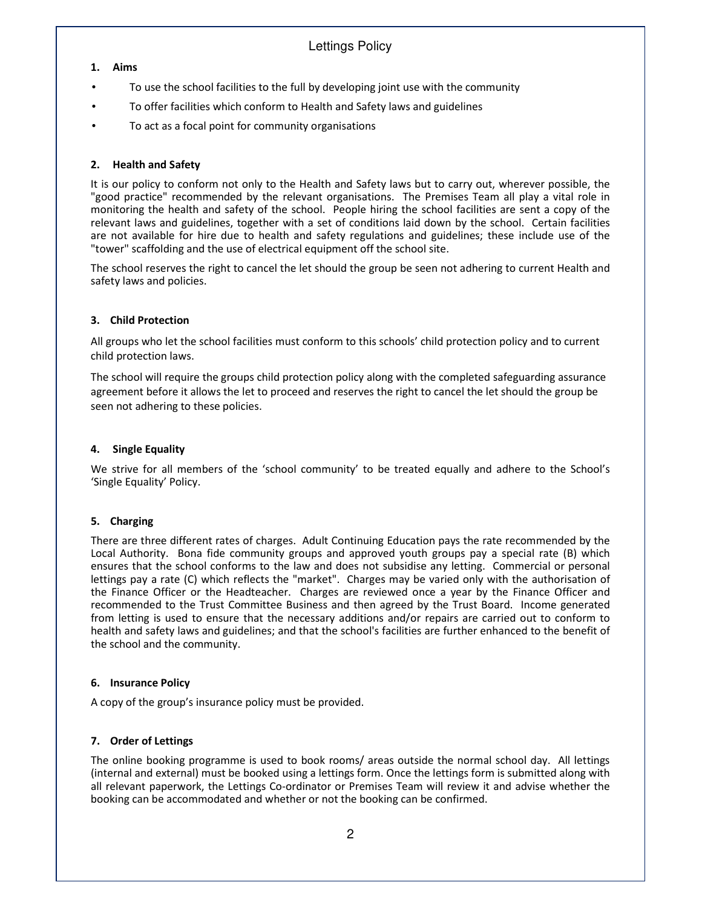# Lettings Policy

## 1. Aims

- To use the school facilities to the full by developing joint use with the community
- To offer facilities which conform to Health and Safety laws and guidelines
- To act as a focal point for community organisations

## 2. Health and Safety

It is our policy to conform not only to the Health and Safety laws but to carry out, wherever possible, the "good practice" recommended by the relevant organisations. The Premises Team all play a vital role in monitoring the health and safety of the school. People hiring the school facilities are sent a copy of the relevant laws and guidelines, together with a set of conditions laid down by the school. Certain facilities are not available for hire due to health and safety regulations and guidelines; these include use of the "tower" scaffolding and the use of electrical equipment off the school site.

The school reserves the right to cancel the let should the group be seen not adhering to current Health and safety laws and policies.

## 3. Child Protection

All groups who let the school facilities must conform to this schools' child protection policy and to current child protection laws.

The school will require the groups child protection policy along with the completed safeguarding assurance agreement before it allows the let to proceed and reserves the right to cancel the let should the group be seen not adhering to these policies.

## 4. Single Equality

We strive for all members of the 'school community' to be treated equally and adhere to the School's 'Single Equality' Policy.

## 5. Charging

There are three different rates of charges. Adult Continuing Education pays the rate recommended by the Local Authority. Bona fide community groups and approved youth groups pay a special rate (B) which ensures that the school conforms to the law and does not subsidise any letting. Commercial or personal lettings pay a rate (C) which reflects the "market". Charges may be varied only with the authorisation of the Finance Officer or the Headteacher. Charges are reviewed once a year by the Finance Officer and recommended to the Trust Committee Business and then agreed by the Trust Board. Income generated from letting is used to ensure that the necessary additions and/or repairs are carried out to conform to health and safety laws and guidelines; and that the school's facilities are further enhanced to the benefit of the school and the community.

## 6. Insurance Policy

A copy of the group's insurance policy must be provided.

## 7. Order of Lettings

The online booking programme is used to book rooms/ areas outside the normal school day. All lettings (internal and external) must be booked using a lettings form. Once the lettings form is submitted along with all relevant paperwork, the Lettings Co-ordinator or Premises Team will review it and advise whether the booking can be accommodated and whether or not the booking can be confirmed.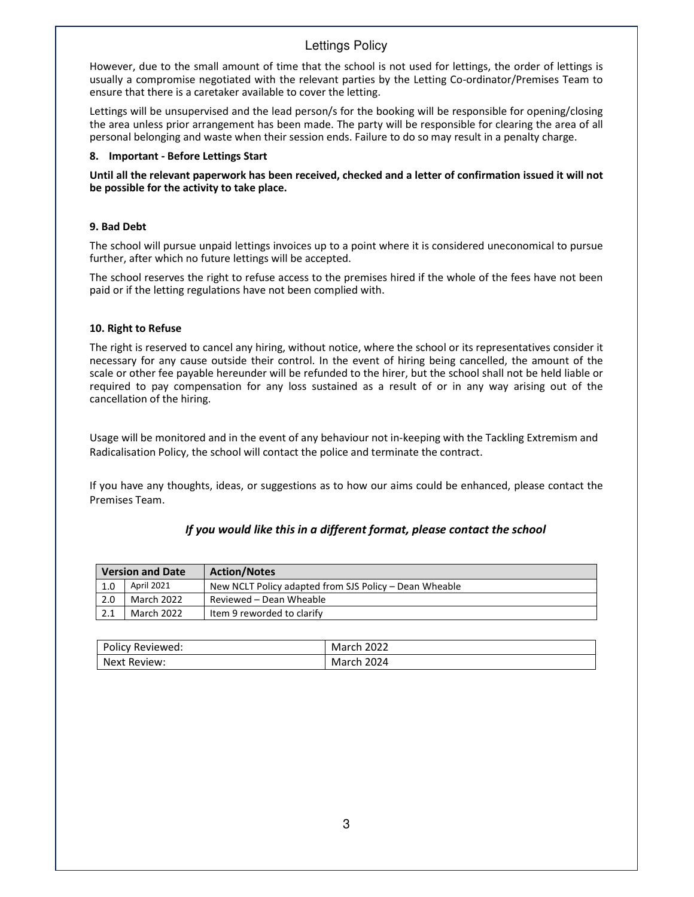However, due to the small amount of time that the school is not used for lettings, the order of lettings is usually a compromise negotiated with the relevant parties by the Letting Co-ordinator/Premises Team to ensure that there is a caretaker available to cover the letting.

Lettings will be unsupervised and the lead person/s for the booking will be responsible for opening/closing the area unless prior arrangement has been made. The party will be responsible for clearing the area of all personal belonging and waste when their session ends. Failure to do so may result in a penalty charge.

### 8. Important - Before Lettings Start

**Until all the relevant paperwork has been received, checked and a letter of confirmation issued it will not be possible for the activity to take place.**

### 9. Bad Debt

The school will pursue unpaid lettings invoices up to a point where it is considered uneconomical to pursue further, after which no future lettings will be accepted.

The school reserves the right to refuse access to the premises hired if the whole of the fees have not been paid or if the letting regulations have not been complied with.

### 10. Right to Refuse

The right is reserved to cancel any hiring, without notice, where the school or its representatives consider it necessary for any cause outside their control. In the event of hiring being cancelled, the amount of the scale or other fee payable hereunder will be refunded to the hirer, but the school shall not be held liable or required to pay compensation for any loss sustained as a result of or in any way arising out of the cancellation of the hiring.

Usage will be monitored and in the event of any behaviour not in-keeping with the Tackling Extremism and Radicalisation Policy, the school will contact the police and terminate the contract.

If you have any thoughts, ideas, or suggestions as to how our aims could be enhanced, please contact the Premises Team.

***If you would like this in a different format, please contact the school***

| Version and Date | | Action/Notes |
|---|---|---|
| 1.0 | April 2021 | New NCLT Policy adapted from SJS Policy – Dean Wheable |
| 2.0 | March 2022 | Reviewed – Dean Wheable |
| 2.1 | March 2022 | Item 9 reworded to clarify |

| | |
|---|---|
| Policy Reviewed: | March 2022 |
| Next Review: | March 2024 |